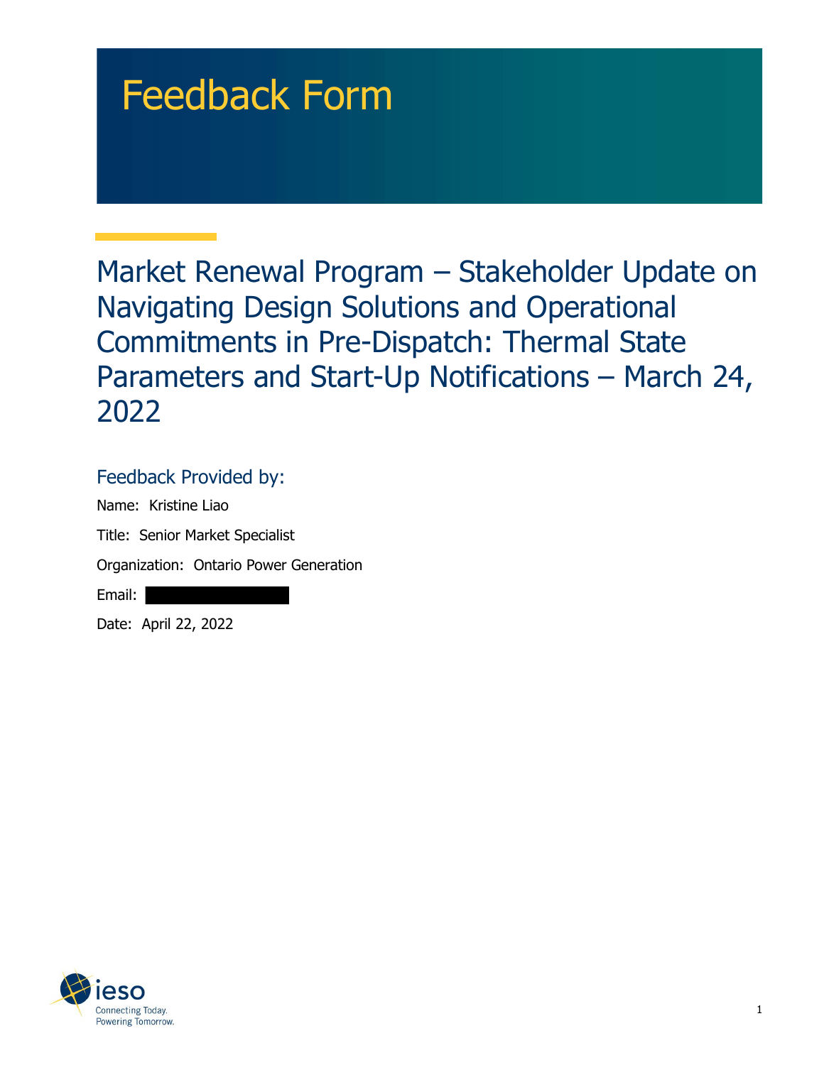# Feedback Form

## Market Renewal Program – Stakeholder Update on Navigating Design Solutions and Operational Commitments in Pre-Dispatch: Thermal State Parameters and Start-Up Notifications – March 24, 2022

### Feedback Provided by:

Name: Kristine Liao

Title: Senior Market Specialist

Organization: Ontario Power Generation

Email:

Date: April 22, 2022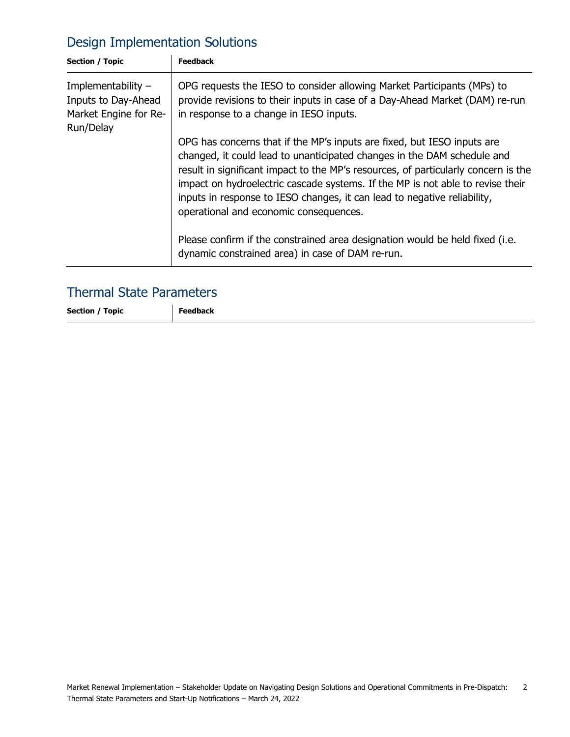## Design Implementation Solutions

| Section / Topic | Feedback |
|---|---|
| Implementability – Inputs to Day-Ahead Market Engine for Re-Run/Delay | OPG requests the IESO to consider allowing Market Participants (MPs) to provide revisions to their inputs in case of a Day-Ahead Market (DAM) re-run in response to a change in IESO inputs.<br><br>OPG has concerns that if the MP's inputs are fixed, but IESO inputs are changed, it could lead to unanticipated changes in the DAM schedule and result in significant impact to the MP's resources, of particularly concern is the impact on hydroelectric cascade systems. If the MP is not able to revise their inputs in response to IESO changes, it can lead to negative reliability, operational and economic consequences.<br><br>Please confirm if the constrained area designation would be held fixed (i.e. dynamic constrained area) in case of DAM re-run. |

## Thermal State Parameters

| Section / Topic | Feedback |
|---|---|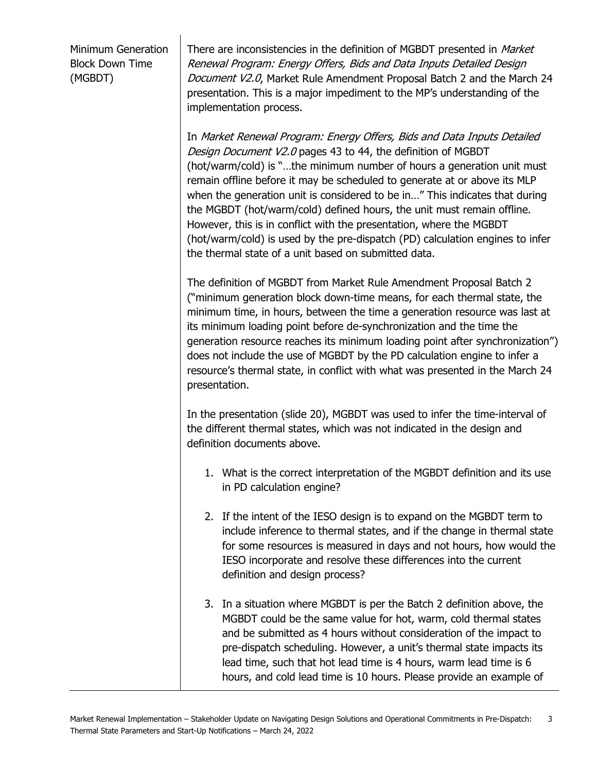| | |
|---|---|
| Minimum Generation Block Down Time (MGBDT) | There are inconsistencies in the definition of MGBDT presented in *Market Renewal Program: Energy Offers, Bids and Data Inputs Detailed Design Document V2.0*, Market Rule Amendment Proposal Batch 2 and the March 24 presentation. This is a major impediment to the MP's understanding of the implementation process.<br><br>In *Market Renewal Program: Energy Offers, Bids and Data Inputs Detailed Design Document V2.0* pages 43 to 44, the definition of MGBDT (hot/warm/cold) is "…the minimum number of hours a generation unit must remain offline before it may be scheduled to generate at or above its MLP when the generation unit is considered to be in…" This indicates that during the MGBDT (hot/warm/cold) defined hours, the unit must remain offline. However, this is in conflict with the presentation, where the MGBDT (hot/warm/cold) is used by the pre-dispatch (PD) calculation engines to infer the thermal state of a unit based on submitted data.<br><br>The definition of MGBDT from Market Rule Amendment Proposal Batch 2 ("minimum generation block down-time means, for each thermal state, the minimum time, in hours, between the time a generation resource was last at its minimum loading point before de-synchronization and the time the generation resource reaches its minimum loading point after synchronization") does not include the use of MGBDT by the PD calculation engine to infer a resource's thermal state, in conflict with what was presented in the March 24 presentation.<br><br>In the presentation (slide 20), MGBDT was used to infer the time-interval of the different thermal states, which was not indicated in the design and definition documents above.<br><br>1. What is the correct interpretation of the MGBDT definition and its use in PD calculation engine?<br><br>2. If the intent of the IESO design is to expand on the MGBDT term to include inference to thermal states, and if the change in thermal state for some resources is measured in days and not hours, how would the IESO incorporate and resolve these differences into the current definition and design process?<br><br>3. In a situation where MGBDT is per the Batch 2 definition above, the MGBDT could be the same value for hot, warm, cold thermal states and be submitted as 4 hours without consideration of the impact to pre-dispatch scheduling. However, a unit's thermal state impacts its lead time, such that hot lead time is 4 hours, warm lead time is 6 hours, and cold lead time is 10 hours. Please provide an example of |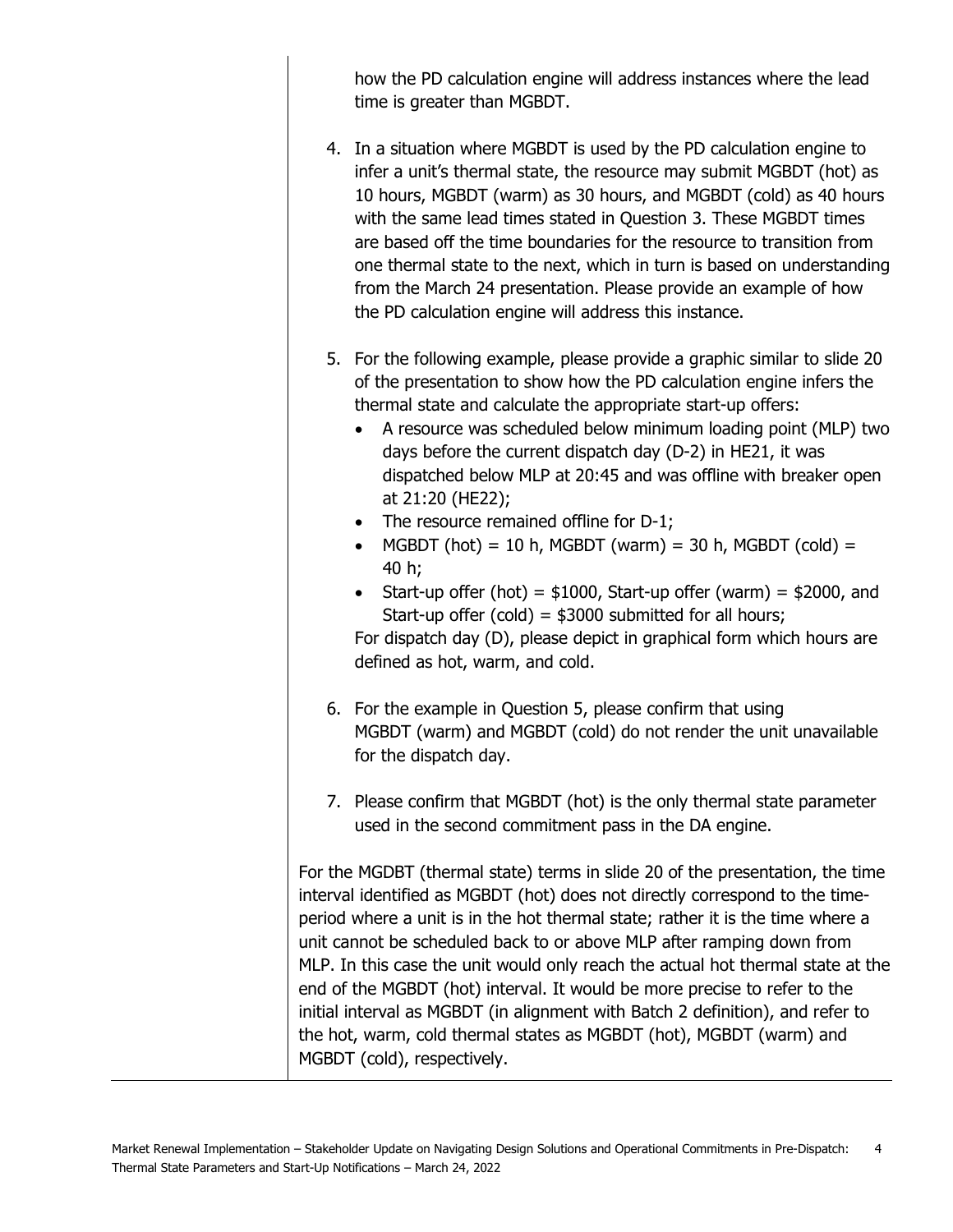how the PD calculation engine will address instances where the lead time is greater than MGBDT.

4. In a situation where MGBDT is used by the PD calculation engine to infer a unit's thermal state, the resource may submit MGBDT (hot) as 10 hours, MGBDT (warm) as 30 hours, and MGBDT (cold) as 40 hours with the same lead times stated in Question 3. These MGBDT times are based off the time boundaries for the resource to transition from one thermal state to the next, which in turn is based on understanding from the March 24 presentation. Please provide an example of how the PD calculation engine will address this instance.

5. For the following example, please provide a graphic similar to slide 20 of the presentation to show how the PD calculation engine infers the thermal state and calculate the appropriate start-up offers:
   - A resource was scheduled below minimum loading point (MLP) two days before the current dispatch day (D-2) in HE21, it was dispatched below MLP at 20:45 and was offline with breaker open at 21:20 (HE22);
   - The resource remained offline for D-1;
   - MGBDT (hot) = 10 h, MGBDT (warm) = 30 h, MGBDT (cold) = 40 h;
   - Start-up offer (hot) = $1000, Start-up offer (warm) = $2000, and Start-up offer (cold) = $3000 submitted for all hours;

   For dispatch day (D), please depict in graphical form which hours are defined as hot, warm, and cold.

6. For the example in Question 5, please confirm that using MGBDT (warm) and MGBDT (cold) do not render the unit unavailable for the dispatch day.

7. Please confirm that MGBDT (hot) is the only thermal state parameter used in the second commitment pass in the DA engine.

For the MGDBT (thermal state) terms in slide 20 of the presentation, the time interval identified as MGBDT (hot) does not directly correspond to the time-period where a unit is in the hot thermal state; rather it is the time where a unit cannot be scheduled back to or above MLP after ramping down from MLP. In this case the unit would only reach the actual hot thermal state at the end of the MGBDT (hot) interval. It would be more precise to refer to the initial interval as MGBDT (in alignment with Batch 2 definition), and refer to the hot, warm, cold thermal states as MGBDT (hot), MGBDT (warm) and MGBDT (cold), respectively.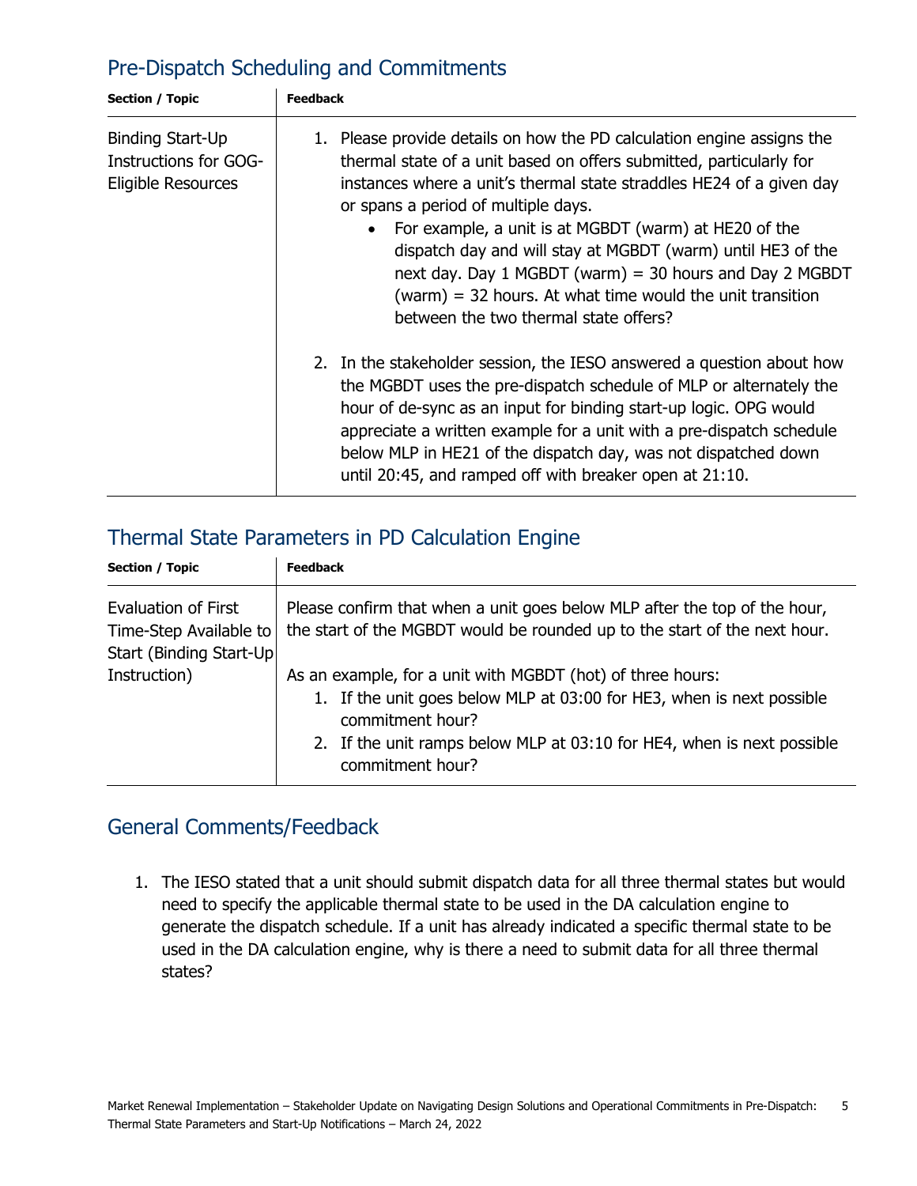## Pre-Dispatch Scheduling and Commitments

| Section / Topic | Feedback |
|---|---|
| Binding Start-Up Instructions for GOG-Eligible Resources | 1. Please provide details on how the PD calculation engine assigns the thermal state of a unit based on offers submitted, particularly for instances where a unit's thermal state straddles HE24 of a given day or spans a period of multiple days.<br>• For example, a unit is at MGBDT (warm) at HE20 of the dispatch day and will stay at MGBDT (warm) until HE3 of the next day. Day 1 MGBDT (warm) = 30 hours and Day 2 MGBDT (warm) = 32 hours. At what time would the unit transition between the two thermal state offers?<br><br>2. In the stakeholder session, the IESO answered a question about how the MGBDT uses the pre-dispatch schedule of MLP or alternately the hour of de-sync as an input for binding start-up logic. OPG would appreciate a written example for a unit with a pre-dispatch schedule below MLP in HE21 of the dispatch day, was not dispatched down until 20:45, and ramped off with breaker open at 21:10. |

## Thermal State Parameters in PD Calculation Engine

| Section / Topic | Feedback |
|---|---|
| Evaluation of First Time-Step Available to Start (Binding Start-Up Instruction) | Please confirm that when a unit goes below MLP after the top of the hour, the start of the MGBDT would be rounded up to the start of the next hour.<br><br>As an example, for a unit with MGBDT (hot) of three hours:<br>1. If the unit goes below MLP at 03:00 for HE3, when is next possible commitment hour?<br>2. If the unit ramps below MLP at 03:10 for HE4, when is next possible commitment hour? |

## General Comments/Feedback

1. The IESO stated that a unit should submit dispatch data for all three thermal states but would need to specify the applicable thermal state to be used in the DA calculation engine to generate the dispatch schedule. If a unit has already indicated a specific thermal state to be used in the DA calculation engine, why is there a need to submit data for all three thermal states?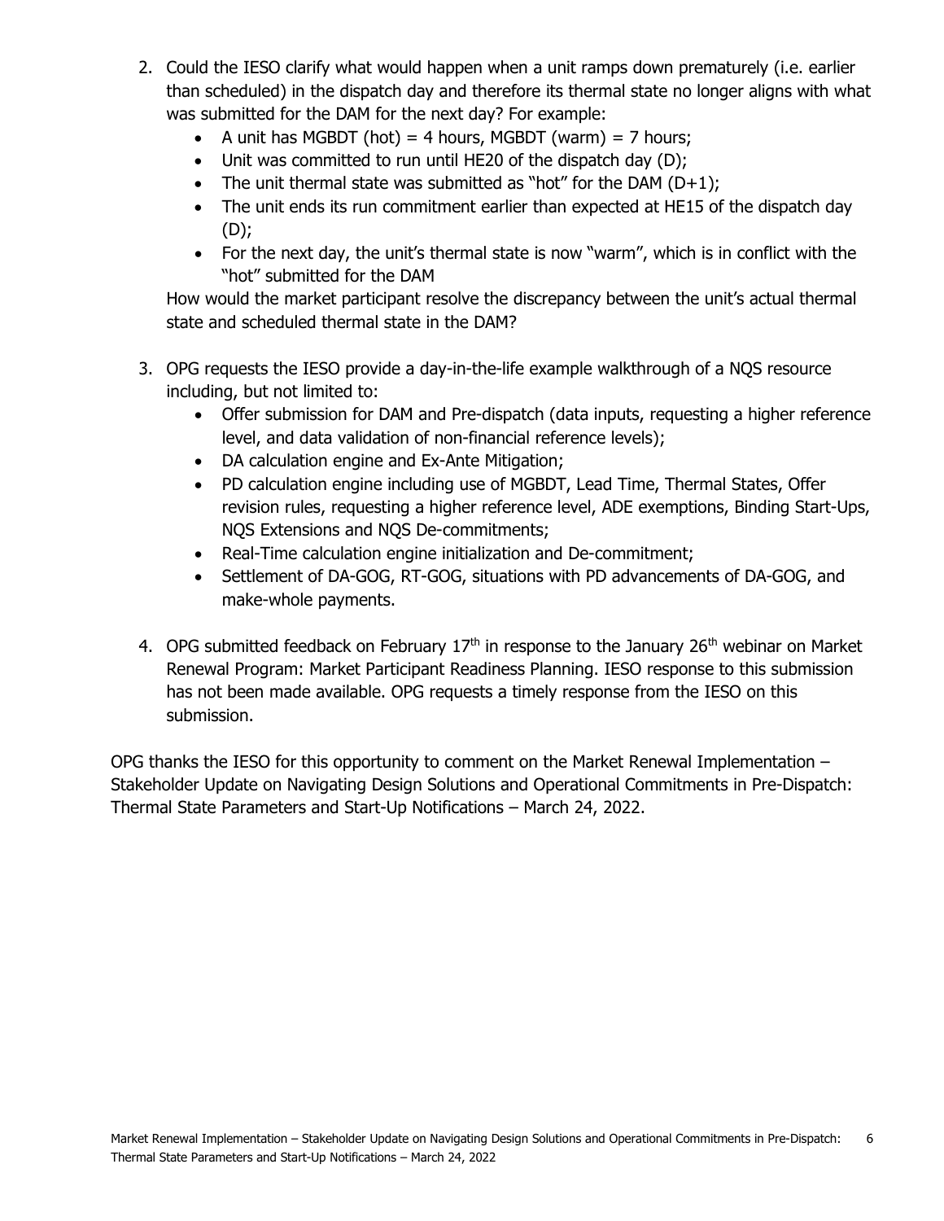2. Could the IESO clarify what would happen when a unit ramps down prematurely (i.e. earlier than scheduled) in the dispatch day and therefore its thermal state no longer aligns with what was submitted for the DAM for the next day? For example:
   - A unit has MGBDT (hot) = 4 hours, MGBDT (warm) = 7 hours;
   - Unit was committed to run until HE20 of the dispatch day (D);
   - The unit thermal state was submitted as "hot" for the DAM (D+1);
   - The unit ends its run commitment earlier than expected at HE15 of the dispatch day (D);
   - For the next day, the unit's thermal state is now "warm", which is in conflict with the "hot" submitted for the DAM

   How would the market participant resolve the discrepancy between the unit's actual thermal state and scheduled thermal state in the DAM?

3. OPG requests the IESO provide a day-in-the-life example walkthrough of a NQS resource including, but not limited to:
   - Offer submission for DAM and Pre-dispatch (data inputs, requesting a higher reference level, and data validation of non-financial reference levels);
   - DA calculation engine and Ex-Ante Mitigation;
   - PD calculation engine including use of MGBDT, Lead Time, Thermal States, Offer revision rules, requesting a higher reference level, ADE exemptions, Binding Start-Ups, NQS Extensions and NQS De-commitments;
   - Real-Time calculation engine initialization and De-commitment;
   - Settlement of DA-GOG, RT-GOG, situations with PD advancements of DA-GOG, and make-whole payments.

4. OPG submitted feedback on February 17th in response to the January 26th webinar on Market Renewal Program: Market Participant Readiness Planning. IESO response to this submission has not been made available. OPG requests a timely response from the IESO on this submission.

OPG thanks the IESO for this opportunity to comment on the Market Renewal Implementation – Stakeholder Update on Navigating Design Solutions and Operational Commitments in Pre-Dispatch: Thermal State Parameters and Start-Up Notifications – March 24, 2022.